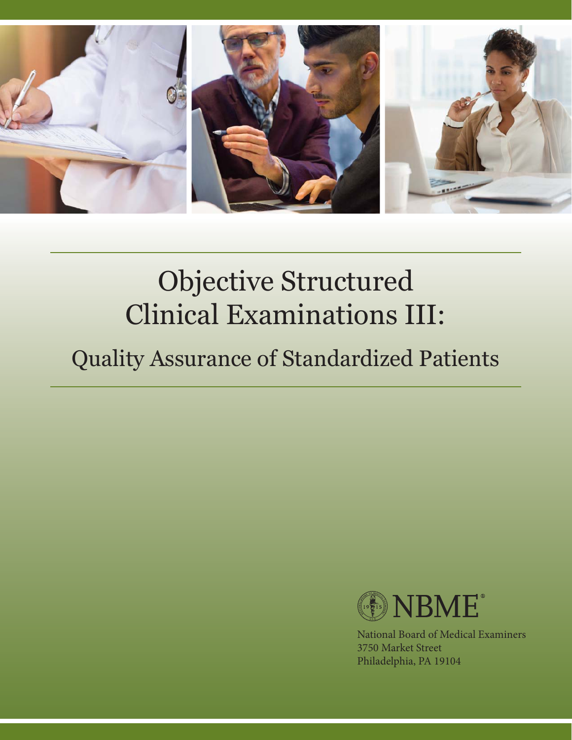# Objective Structured Clinical Examinations III:

## Quality Assurance of Standardized Patients

NBME®

National Board of Medical Examiners
3750 Market Street
Philadelphia, PA 19104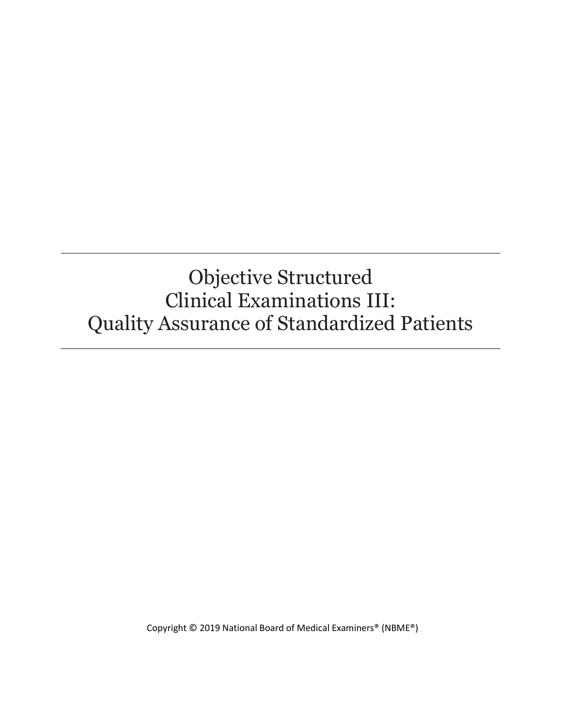# Objective Structured Clinical Examinations III: Quality Assurance of Standardized Patients

Copyright © 2019 National Board of Medical Examiners® (NBME®)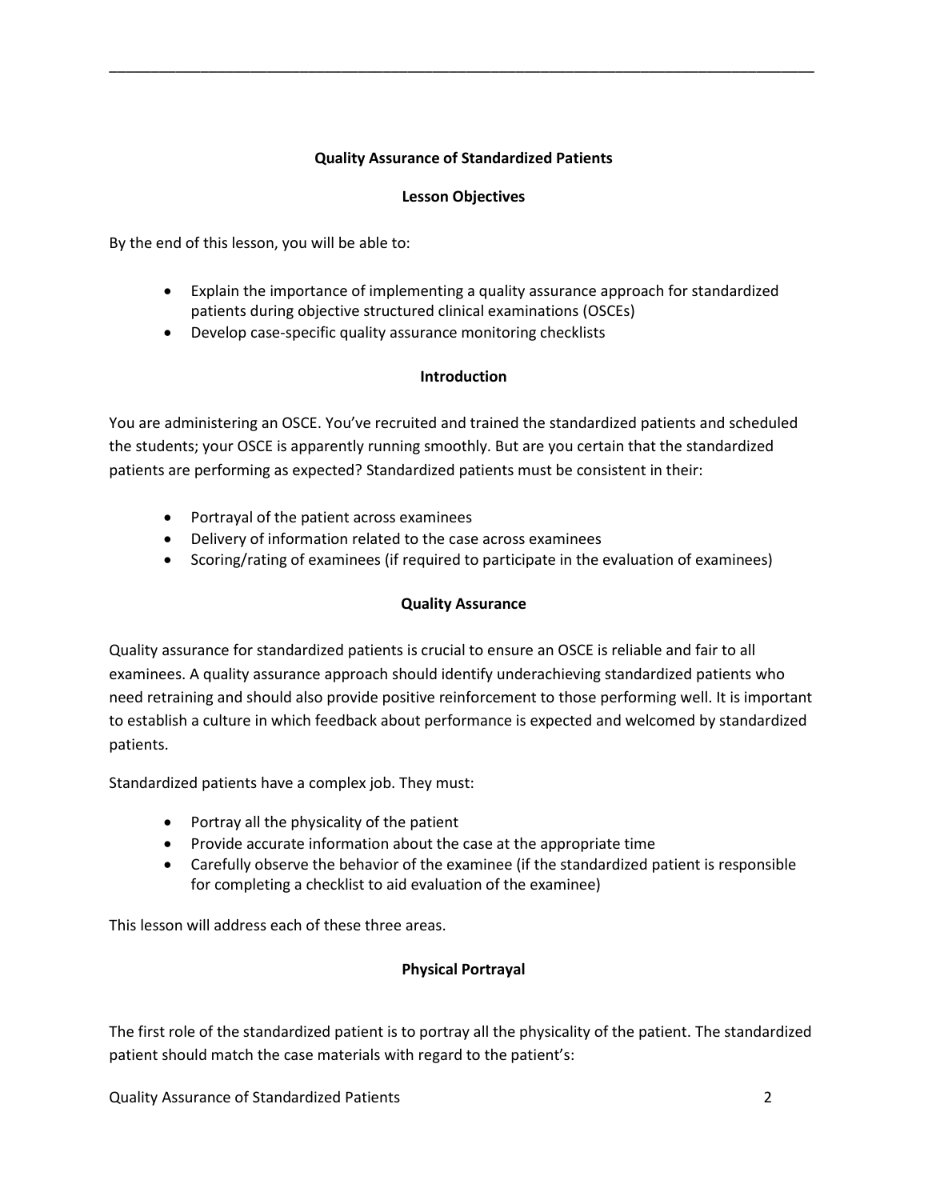## Quality Assurance of Standardized Patients

### Lesson Objectives

By the end of this lesson, you will be able to:

- Explain the importance of implementing a quality assurance approach for standardized patients during objective structured clinical examinations (OSCEs)
- Develop case-specific quality assurance monitoring checklists

### Introduction

You are administering an OSCE. You've recruited and trained the standardized patients and scheduled the students; your OSCE is apparently running smoothly. But are you certain that the standardized patients are performing as expected? Standardized patients must be consistent in their:

- Portrayal of the patient across examinees
- Delivery of information related to the case across examinees
- Scoring/rating of examinees (if required to participate in the evaluation of examinees)

### Quality Assurance

Quality assurance for standardized patients is crucial to ensure an OSCE is reliable and fair to all examinees. A quality assurance approach should identify underachieving standardized patients who need retraining and should also provide positive reinforcement to those performing well. It is important to establish a culture in which feedback about performance is expected and welcomed by standardized patients.

Standardized patients have a complex job. They must:

- Portray all the physicality of the patient
- Provide accurate information about the case at the appropriate time
- Carefully observe the behavior of the examinee (if the standardized patient is responsible for completing a checklist to aid evaluation of the examinee)

This lesson will address each of these three areas.

### Physical Portrayal

The first role of the standardized patient is to portray all the physicality of the patient. The standardized patient should match the case materials with regard to the patient's: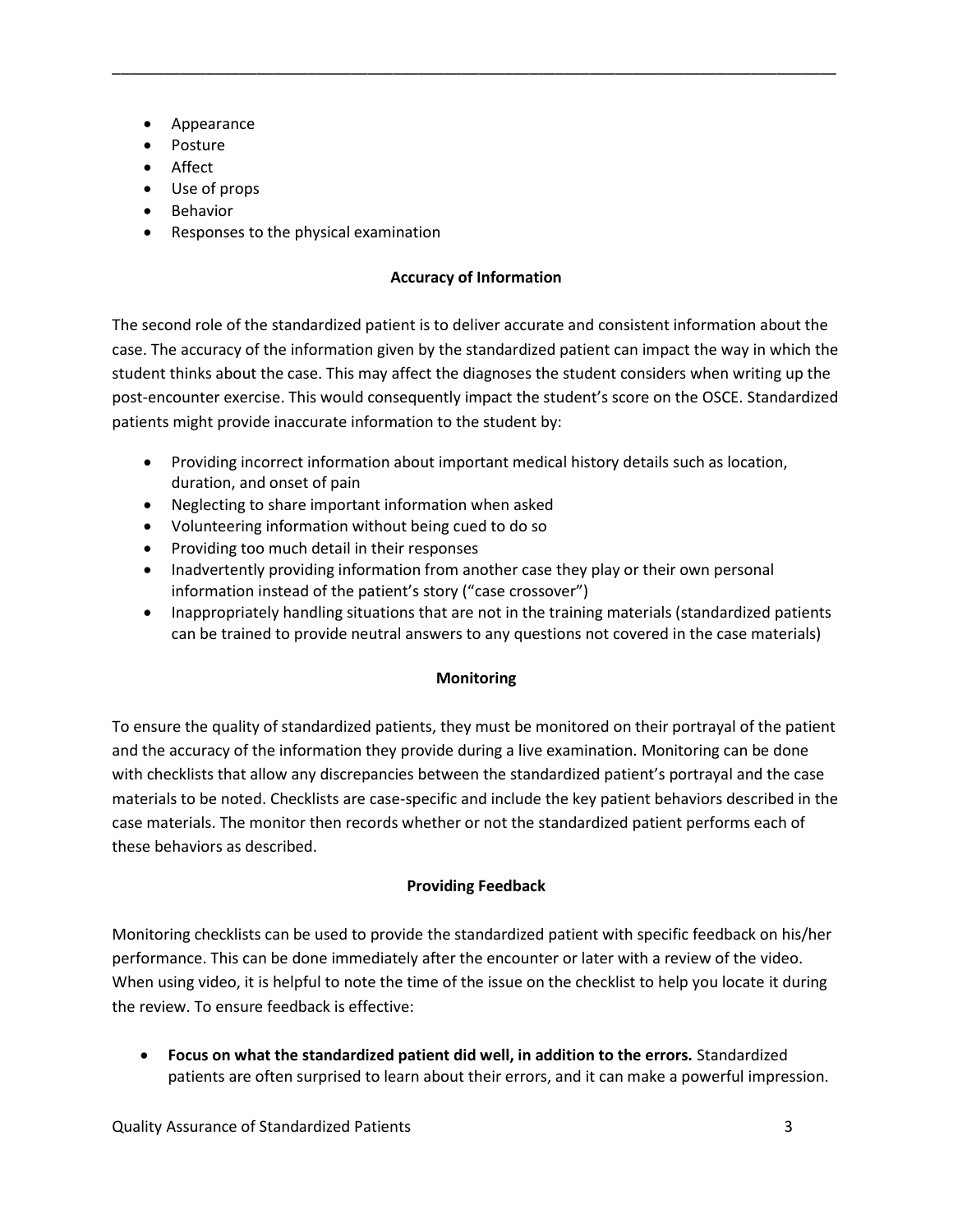- Appearance
- Posture
- Affect
- Use of props
- Behavior
- Responses to the physical examination

## Accuracy of Information

The second role of the standardized patient is to deliver accurate and consistent information about the case. The accuracy of the information given by the standardized patient can impact the way in which the student thinks about the case. This may affect the diagnoses the student considers when writing up the post-encounter exercise. This would consequently impact the student's score on the OSCE. Standardized patients might provide inaccurate information to the student by:

- Providing incorrect information about important medical history details such as location, duration, and onset of pain
- Neglecting to share important information when asked
- Volunteering information without being cued to do so
- Providing too much detail in their responses
- Inadvertently providing information from another case they play or their own personal information instead of the patient's story ("case crossover")
- Inappropriately handling situations that are not in the training materials (standardized patients can be trained to provide neutral answers to any questions not covered in the case materials)

## Monitoring

To ensure the quality of standardized patients, they must be monitored on their portrayal of the patient and the accuracy of the information they provide during a live examination. Monitoring can be done with checklists that allow any discrepancies between the standardized patient's portrayal and the case materials to be noted. Checklists are case-specific and include the key patient behaviors described in the case materials. The monitor then records whether or not the standardized patient performs each of these behaviors as described.

## Providing Feedback

Monitoring checklists can be used to provide the standardized patient with specific feedback on his/her performance. This can be done immediately after the encounter or later with a review of the video. When using video, it is helpful to note the time of the issue on the checklist to help you locate it during the review. To ensure feedback is effective:

- **Focus on what the standardized patient did well, in addition to the errors.** Standardized patients are often surprised to learn about their errors, and it can make a powerful impression.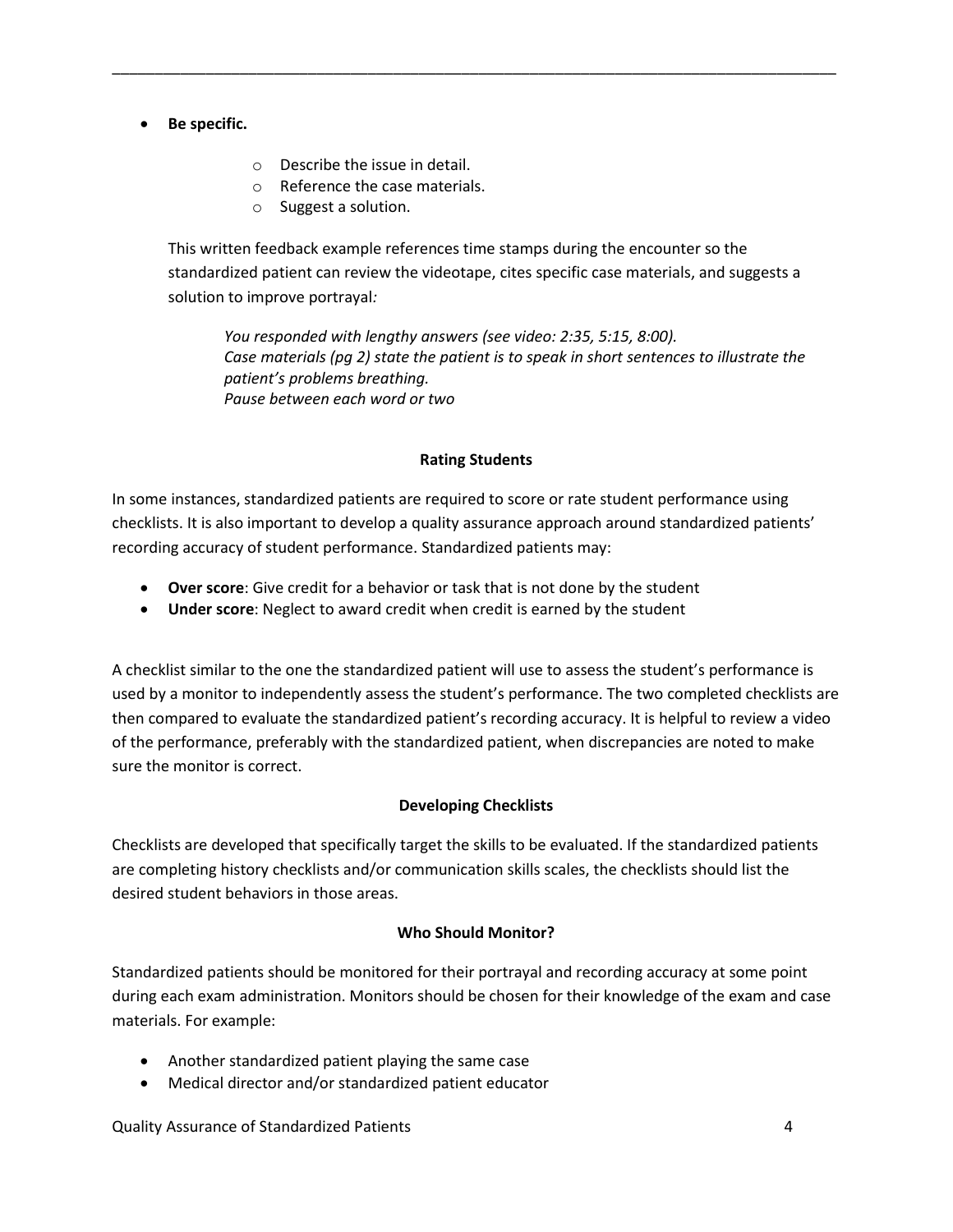- **Be specific.**
  - Describe the issue in detail.
  - Reference the case materials.
  - Suggest a solution.

  This written feedback example references time stamps during the encounter so the standardized patient can review the videotape, cites specific case materials, and suggests a solution to improve portrayal*:*

  > *You responded with lengthy answers (see video: 2:35, 5:15, 8:00).*
  > *Case materials (pg 2) state the patient is to speak in short sentences to illustrate the patient's problems breathing.*
  > *Pause between each word or two*

### Rating Students

In some instances, standardized patients are required to score or rate student performance using checklists. It is also important to develop a quality assurance approach around standardized patients' recording accuracy of student performance. Standardized patients may:

- **Over score**: Give credit for a behavior or task that is not done by the student
- **Under score**: Neglect to award credit when credit is earned by the student

A checklist similar to the one the standardized patient will use to assess the student's performance is used by a monitor to independently assess the student's performance. The two completed checklists are then compared to evaluate the standardized patient's recording accuracy. It is helpful to review a video of the performance, preferably with the standardized patient, when discrepancies are noted to make sure the monitor is correct.

### Developing Checklists

Checklists are developed that specifically target the skills to be evaluated. If the standardized patients are completing history checklists and/or communication skills scales, the checklists should list the desired student behaviors in those areas.

### Who Should Monitor?

Standardized patients should be monitored for their portrayal and recording accuracy at some point during each exam administration. Monitors should be chosen for their knowledge of the exam and case materials. For example:

- Another standardized patient playing the same case
- Medical director and/or standardized patient educator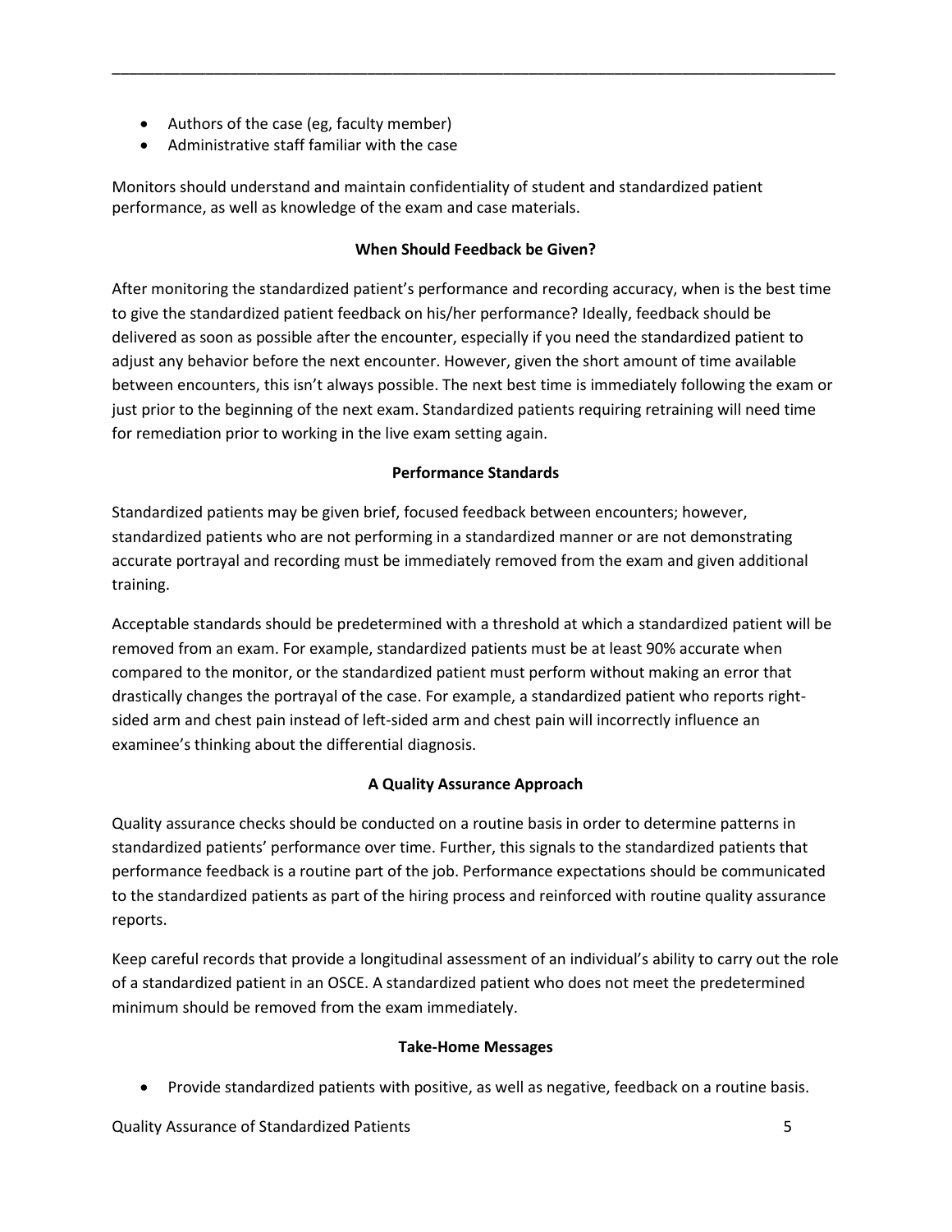- Authors of the case (eg, faculty member)
- Administrative staff familiar with the case

Monitors should understand and maintain confidentiality of student and standardized patient performance, as well as knowledge of the exam and case materials.

### When Should Feedback be Given?

After monitoring the standardized patient's performance and recording accuracy, when is the best time to give the standardized patient feedback on his/her performance? Ideally, feedback should be delivered as soon as possible after the encounter, especially if you need the standardized patient to adjust any behavior before the next encounter. However, given the short amount of time available between encounters, this isn't always possible. The next best time is immediately following the exam or just prior to the beginning of the next exam. Standardized patients requiring retraining will need time for remediation prior to working in the live exam setting again.

### Performance Standards

Standardized patients may be given brief, focused feedback between encounters; however, standardized patients who are not performing in a standardized manner or are not demonstrating accurate portrayal and recording must be immediately removed from the exam and given additional training.

Acceptable standards should be predetermined with a threshold at which a standardized patient will be removed from an exam. For example, standardized patients must be at least 90% accurate when compared to the monitor, or the standardized patient must perform without making an error that drastically changes the portrayal of the case. For example, a standardized patient who reports right-sided arm and chest pain instead of left-sided arm and chest pain will incorrectly influence an examinee's thinking about the differential diagnosis.

### A Quality Assurance Approach

Quality assurance checks should be conducted on a routine basis in order to determine patterns in standardized patients' performance over time. Further, this signals to the standardized patients that performance feedback is a routine part of the job. Performance expectations should be communicated to the standardized patients as part of the hiring process and reinforced with routine quality assurance reports.

Keep careful records that provide a longitudinal assessment of an individual's ability to carry out the role of a standardized patient in an OSCE. A standardized patient who does not meet the predetermined minimum should be removed from the exam immediately.

### Take-Home Messages

- Provide standardized patients with positive, as well as negative, feedback on a routine basis.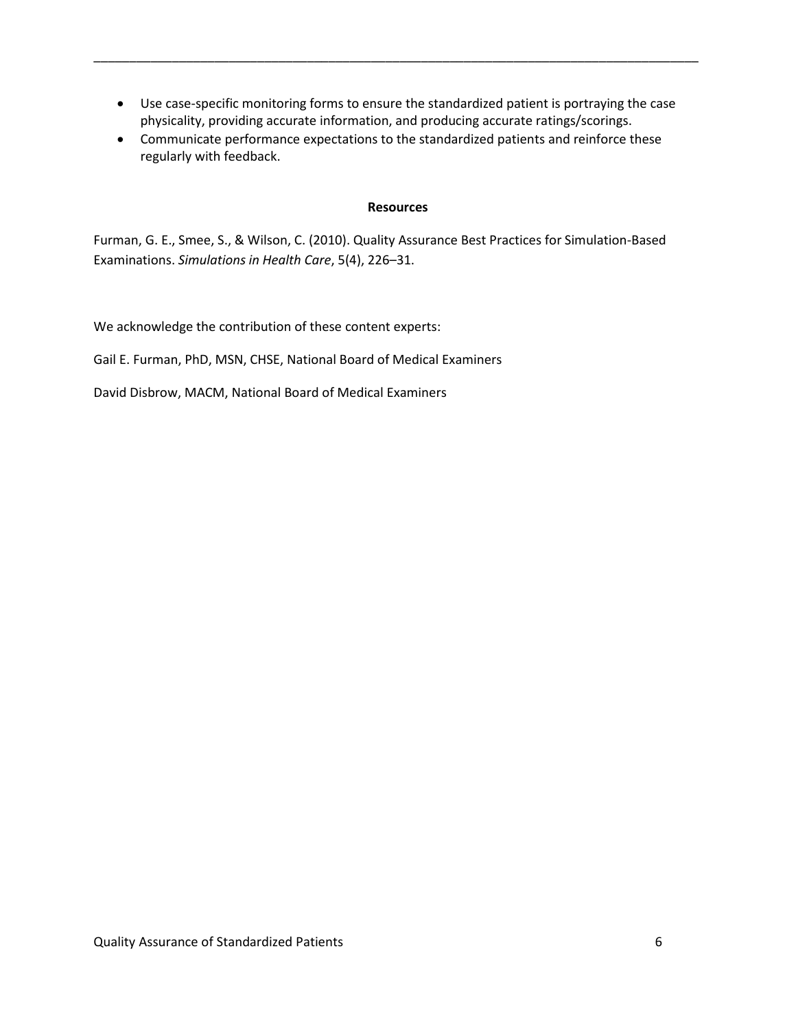- Use case-specific monitoring forms to ensure the standardized patient is portraying the case physicality, providing accurate information, and producing accurate ratings/scorings.
- Communicate performance expectations to the standardized patients and reinforce these regularly with feedback.

**Resources**

Furman, G. E., Smee, S., & Wilson, C. (2010). Quality Assurance Best Practices for Simulation-Based Examinations. *Simulations in Health Care*, 5(4), 226–31.

We acknowledge the contribution of these content experts:

Gail E. Furman, PhD, MSN, CHSE, National Board of Medical Examiners

David Disbrow, MACM, National Board of Medical Examiners